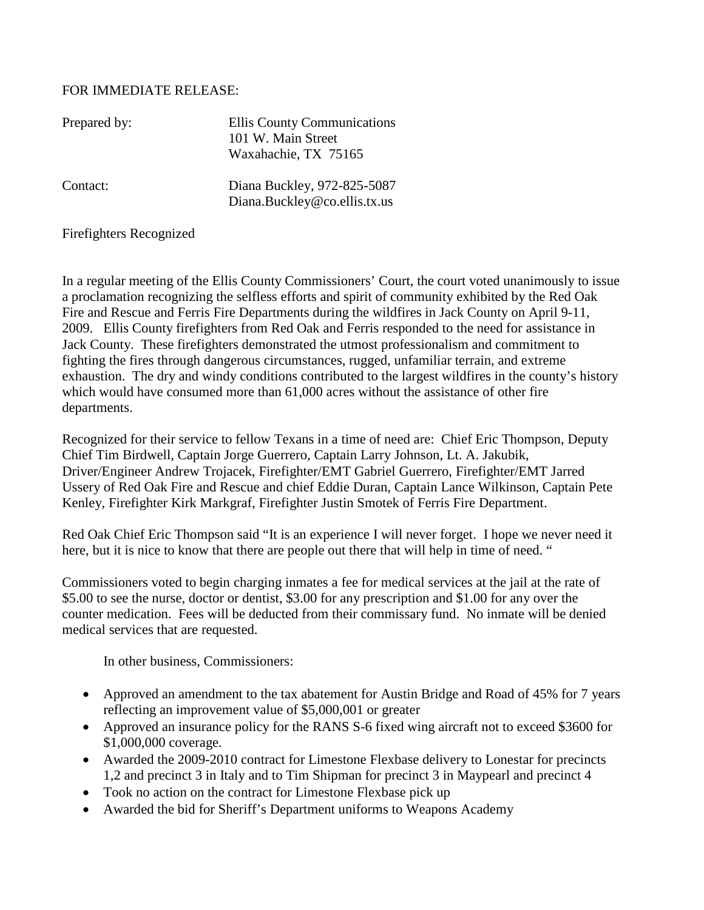FOR IMMEDIATE RELEASE:

Prepared by: Ellis County Communications
101 W. Main Street
Waxahachie, TX 75165

Contact: Diana Buckley, 972-825-5087
Diana.Buckley@co.ellis.tx.us

Firefighters Recognized

In a regular meeting of the Ellis County Commissioners' Court, the court voted unanimously to issue a proclamation recognizing the selfless efforts and spirit of community exhibited by the Red Oak Fire and Rescue and Ferris Fire Departments during the wildfires in Jack County on April 9-11, 2009. Ellis County firefighters from Red Oak and Ferris responded to the need for assistance in Jack County. These firefighters demonstrated the utmost professionalism and commitment to fighting the fires through dangerous circumstances, rugged, unfamiliar terrain, and extreme exhaustion. The dry and windy conditions contributed to the largest wildfires in the county's history which would have consumed more than 61,000 acres without the assistance of other fire departments.

Recognized for their service to fellow Texans in a time of need are: Chief Eric Thompson, Deputy Chief Tim Birdwell, Captain Jorge Guerrero, Captain Larry Johnson, Lt. A. Jakubik, Driver/Engineer Andrew Trojacek, Firefighter/EMT Gabriel Guerrero, Firefighter/EMT Jarred Ussery of Red Oak Fire and Rescue and chief Eddie Duran, Captain Lance Wilkinson, Captain Pete Kenley, Firefighter Kirk Markgraf, Firefighter Justin Smotek of Ferris Fire Department.

Red Oak Chief Eric Thompson said "It is an experience I will never forget. I hope we never need it here, but it is nice to know that there are people out there that will help in time of need. "

Commissioners voted to begin charging inmates a fee for medical services at the jail at the rate of \$5.00 to see the nurse, doctor or dentist, \$3.00 for any prescription and \$1.00 for any over the counter medication. Fees will be deducted from their commissary fund. No inmate will be denied medical services that are requested.

In other business, Commissioners:

- Approved an amendment to the tax abatement for Austin Bridge and Road of 45% for 7 years reflecting an improvement value of \$5,000,001 or greater
- Approved an insurance policy for the RANS S-6 fixed wing aircraft not to exceed \$3600 for \$1,000,000 coverage.
- Awarded the 2009-2010 contract for Limestone Flexbase delivery to Lonestar for precincts 1,2 and precinct 3 in Italy and to Tim Shipman for precinct 3 in Maypearl and precinct 4
- Took no action on the contract for Limestone Flexbase pick up
- Awarded the bid for Sheriff's Department uniforms to Weapons Academy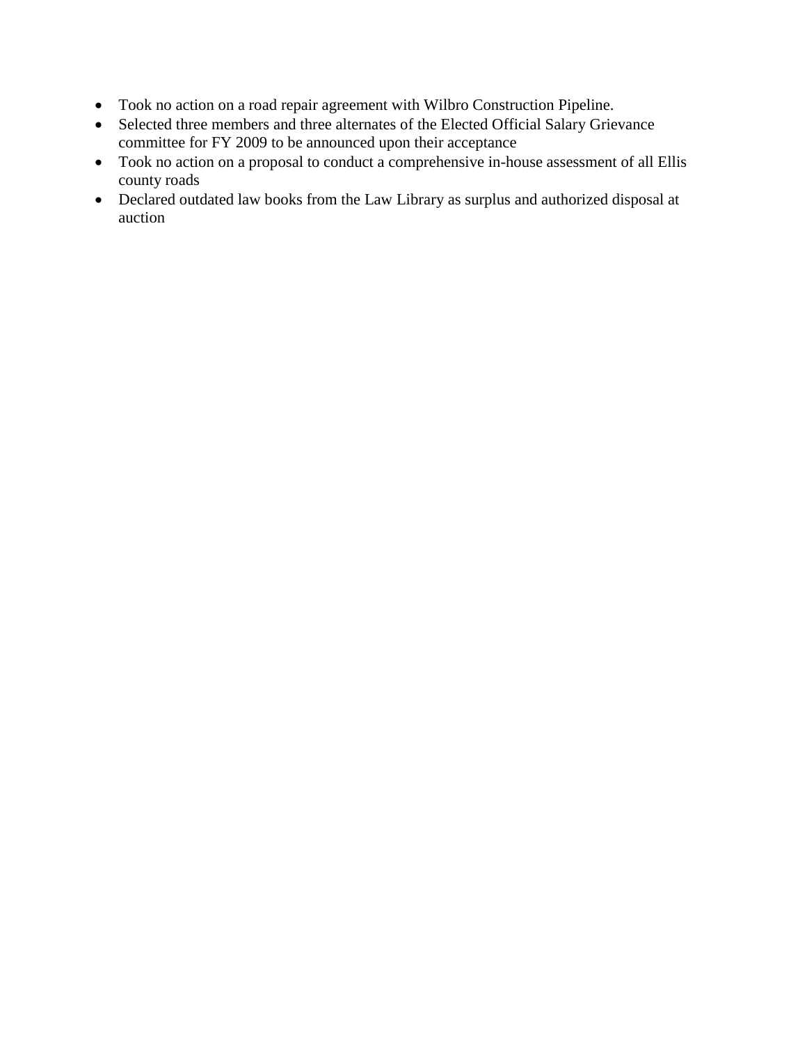- Took no action on a road repair agreement with Wilbro Construction Pipeline.
- Selected three members and three alternates of the Elected Official Salary Grievance committee for FY 2009 to be announced upon their acceptance
- Took no action on a proposal to conduct a comprehensive in-house assessment of all Ellis county roads
- Declared outdated law books from the Law Library as surplus and authorized disposal at auction